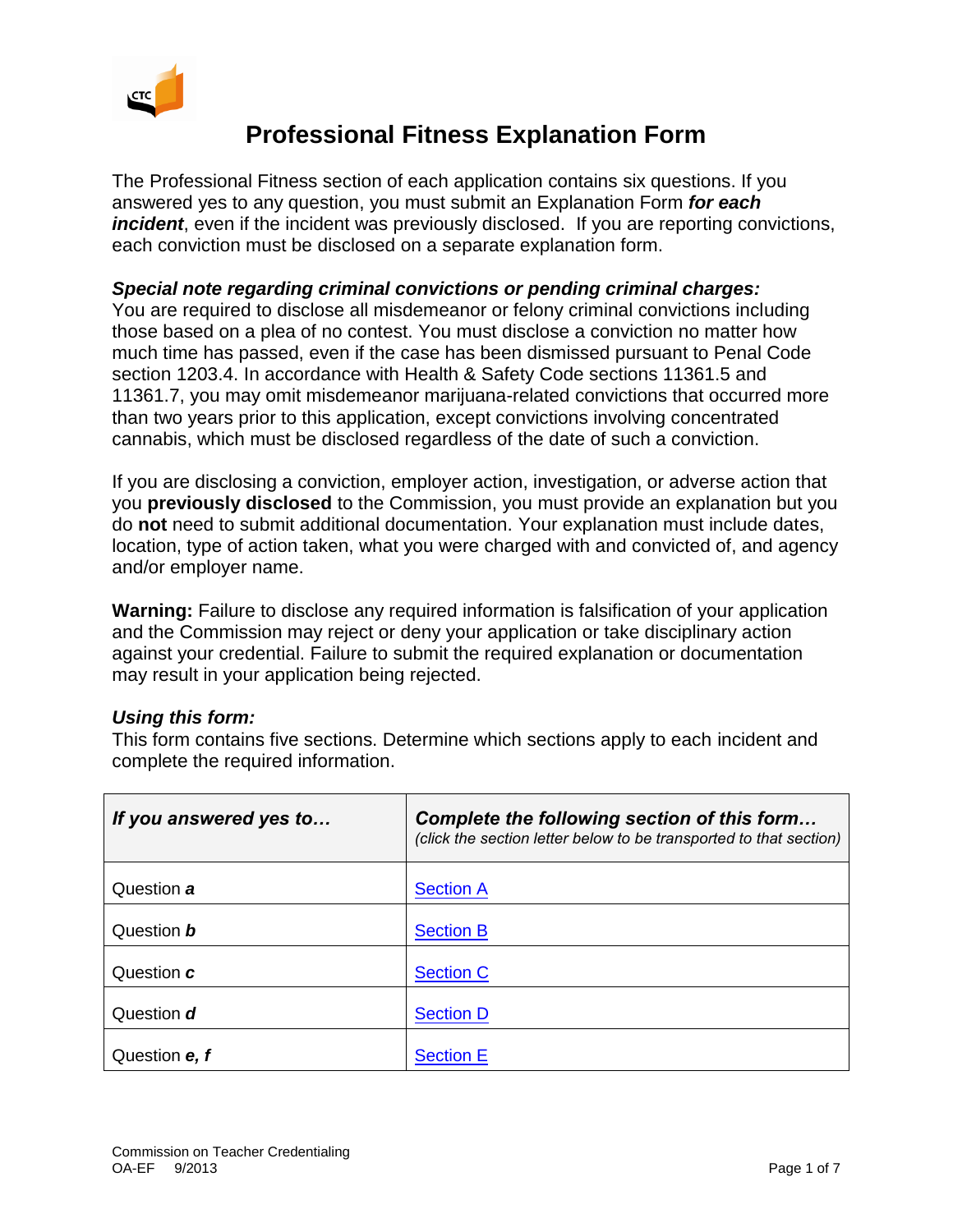# Professional Fitness Explanation Form

The Professional Fitness section of each application contains six questions. If you answered yes to any question, you must submit an Explanation Form ***for each incident***, even if the incident was previously disclosed. If you are reporting convictions, each conviction must be disclosed on a separate explanation form.

***Special note regarding criminal convictions or pending criminal charges:***
You are required to disclose all misdemeanor or felony criminal convictions including those based on a plea of no contest. You must disclose a conviction no matter how much time has passed, even if the case has been dismissed pursuant to Penal Code section 1203.4. In accordance with Health & Safety Code sections 11361.5 and 11361.7, you may omit misdemeanor marijuana-related convictions that occurred more than two years prior to this application, except convictions involving concentrated cannabis, which must be disclosed regardless of the date of such a conviction.

If you are disclosing a conviction, employer action, investigation, or adverse action that you **previously disclosed** to the Commission, you must provide an explanation but you do **not** need to submit additional documentation. Your explanation must include dates, location, type of action taken, what you were charged with and convicted of, and agency and/or employer name.

**Warning:** Failure to disclose any required information is falsification of your application and the Commission may reject or deny your application or take disciplinary action against your credential. Failure to submit the required explanation or documentation may result in your application being rejected.

***Using this form:***
This form contains five sections. Determine which sections apply to each incident and complete the required information.

| ***If you answered yes to…*** | ***Complete the following section of this form…*** *(click the section letter below to be transported to that section)* |
|---|---|
| Question ***a*** | Section A |
| Question ***b*** | Section B |
| Question ***c*** | Section C |
| Question ***d*** | Section D |
| Question ***e, f*** | Section E |

Commission on Teacher Credentialing
OA-EF 9/2013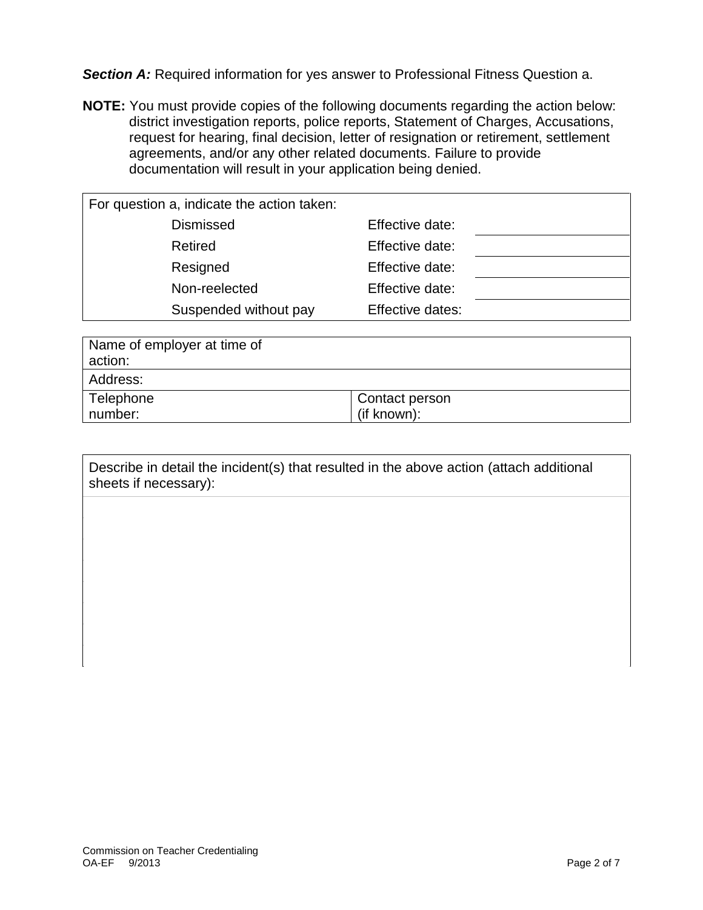***Section A:*** Required information for yes answer to Professional Fitness Question a.

**NOTE:** You must provide copies of the following documents regarding the action below: district investigation reports, police reports, Statement of Charges, Accusations, request for hearing, final decision, letter of resignation or retirement, settlement agreements, and/or any other related documents. Failure to provide documentation will result in your application being denied.

| For question a, indicate the action taken: | | |
|---|---|---|
| Dismissed | Effective date: | |
| Retired | Effective date: | |
| Resigned | Effective date: | |
| Non-reelected | Effective date: | |
| Suspended without pay | Effective dates: | |

| Name of employer at time of action: | |
|---|---|
| Address: | |
| Telephone number: | Contact person (if known): |

| Describe in detail the incident(s) that resulted in the above action (attach additional sheets if necessary): |
|---|
| |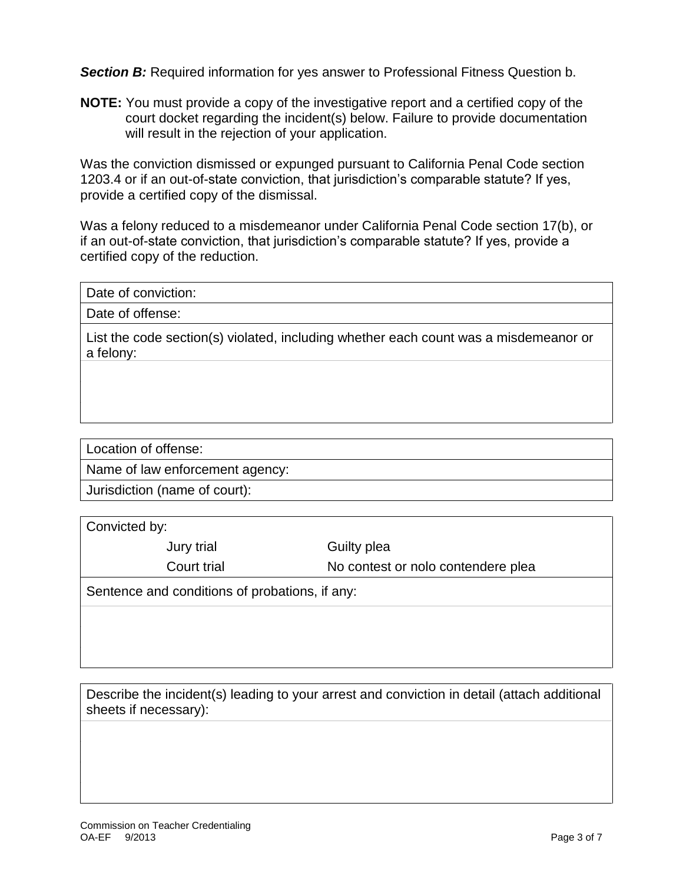***Section B:*** Required information for yes answer to Professional Fitness Question b.

**NOTE:** You must provide a copy of the investigative report and a certified copy of the court docket regarding the incident(s) below. Failure to provide documentation will result in the rejection of your application.

Was the conviction dismissed or expunged pursuant to California Penal Code section 1203.4 or if an out-of-state conviction, that jurisdiction's comparable statute? If yes, provide a certified copy of the dismissal.

Was a felony reduced to a misdemeanor under California Penal Code section 17(b), or if an out-of-state conviction, that jurisdiction's comparable statute? If yes, provide a certified copy of the reduction.

| Date of conviction: |
|---|
| Date of offense: |
| List the code section(s) violated, including whether each count was a misdemeanor or a felony: |
| |

| Location of offense: |
|---|
| Name of law enforcement agency: |
| Jurisdiction (name of court): |

| Convicted by: | | |
|---|---|---|
| | Jury trial | Guilty plea |
| | Court trial | No contest or nolo contendere plea |
| Sentence and conditions of probations, if any: | | |
| | | |

| Describe the incident(s) leading to your arrest and conviction in detail (attach additional sheets if necessary): |
|---|
| |

Commission on Teacher Credentialing
OA-EF 9/2013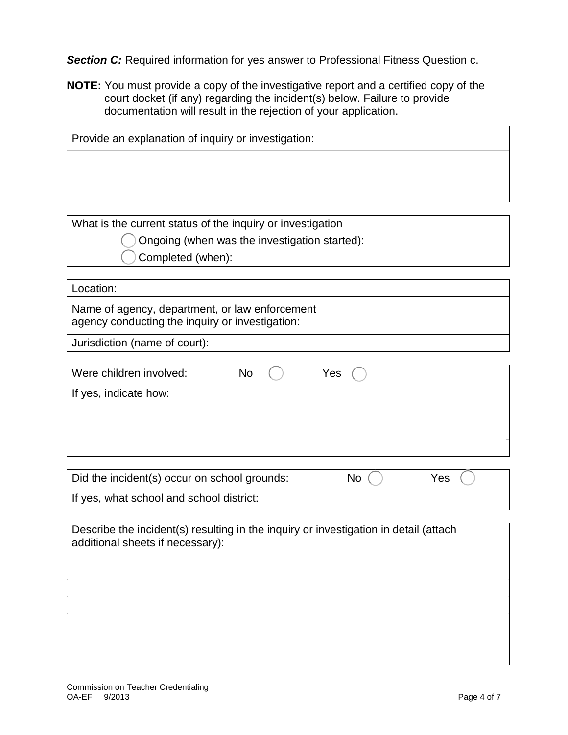***Section C:*** Required information for yes answer to Professional Fitness Question c.

**NOTE:** You must provide a copy of the investigative report and a certified copy of the court docket (if any) regarding the incident(s) below. Failure to provide documentation will result in the rejection of your application.

Provide an explanation of inquiry or investigation:

What is the current status of the inquiry or investigation

- ◯ Ongoing (when was the investigation started): ____________
- ◯ Completed (when):

Location:

Name of agency, department, or law enforcement agency conducting the inquiry or investigation:

Jurisdiction (name of court):

Were children involved: No ◯ Yes ◯

If yes, indicate how:

Did the incident(s) occur on school grounds: No ◯ Yes ◯

If yes, what school and school district:

Describe the incident(s) resulting in the inquiry or investigation in detail (attach additional sheets if necessary):

Commission on Teacher Credentialing
OA-EF 9/2013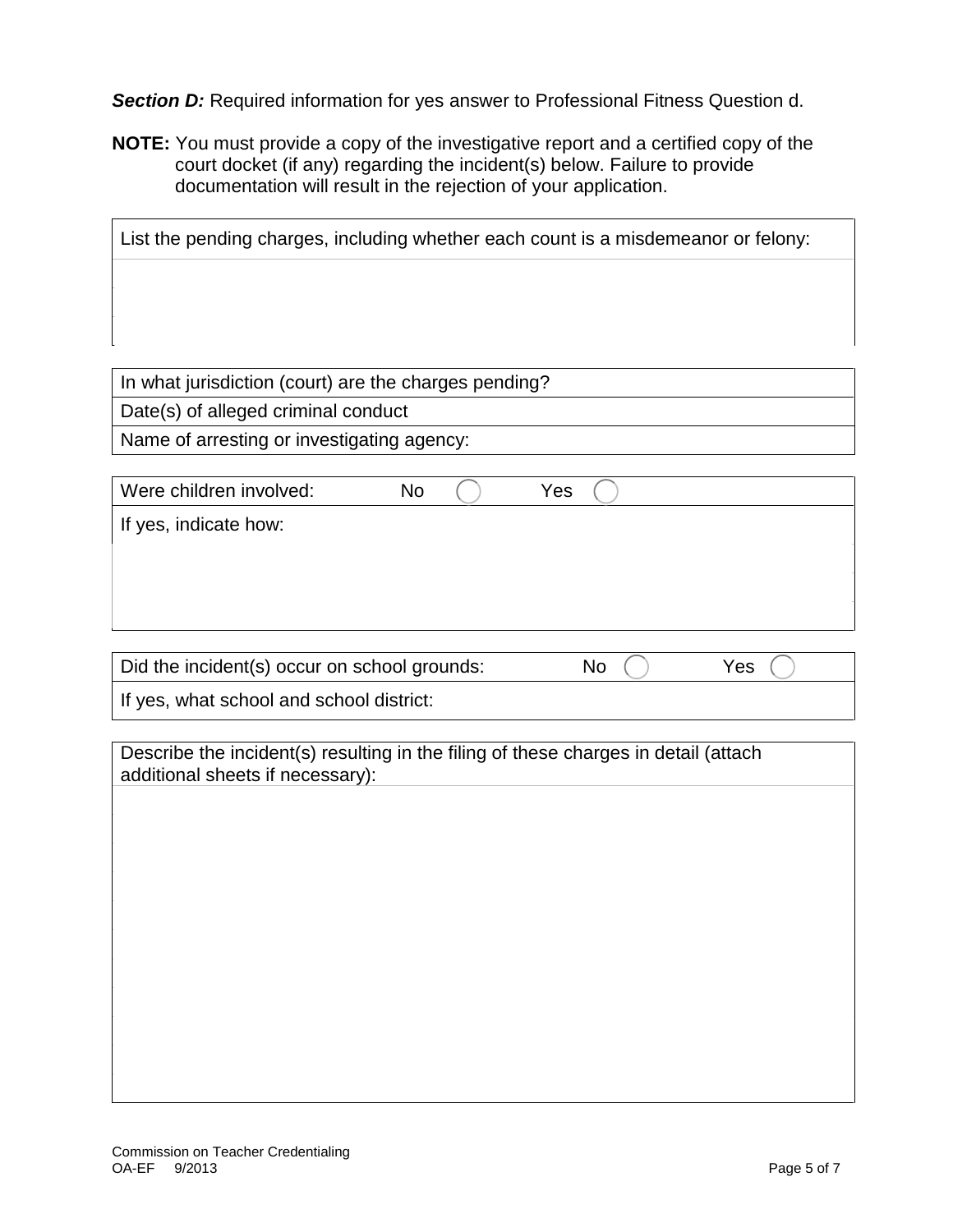***Section D:*** Required information for yes answer to Professional Fitness Question d.

**NOTE:** You must provide a copy of the investigative report and a certified copy of the court docket (if any) regarding the incident(s) below. Failure to provide documentation will result in the rejection of your application.

| List the pending charges, including whether each count is a misdemeanor or felony: |
|---|
| |

| In what jurisdiction (court) are the charges pending? |
|---|
| Date(s) of alleged criminal conduct |
| Name of arresting or investigating agency: |

| Were children involved: No ◯ Yes ◯ |
|---|
| If yes, indicate how: |

| Did the incident(s) occur on school grounds: No ◯ Yes ◯ |
|---|
| If yes, what school and school district: |

| Describe the incident(s) resulting in the filing of these charges in detail (attach additional sheets if necessary): |
|---|
| |

Commission on Teacher Credentialing
OA-EF 9/2013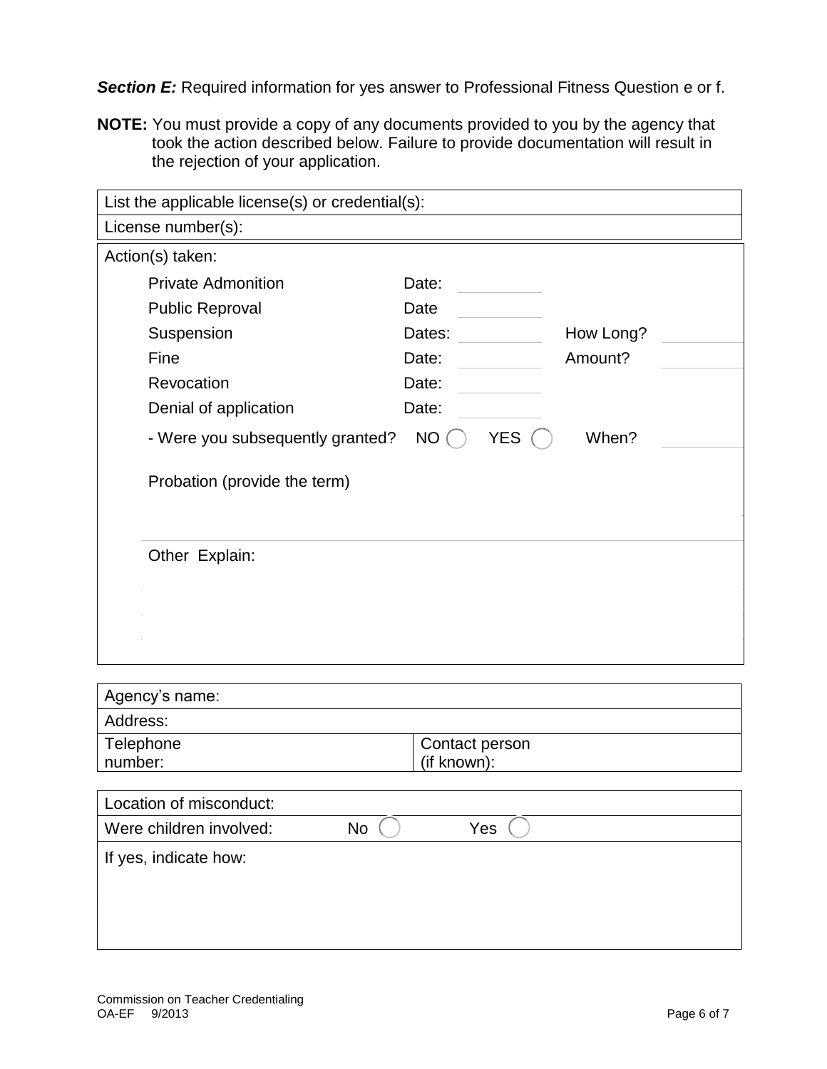***Section E:*** Required information for yes answer to Professional Fitness Question e or f.

**NOTE:** You must provide a copy of any documents provided to you by the agency that took the action described below. Failure to provide documentation will result in the rejection of your application.

| List the applicable license(s) or credential(s): |
|---|
| License number(s): |

Action(s) taken:

| | | | | |
|---|---|---|---|---|
| Private Admonition | Date: | | | |
| Public Reproval | Date | | | |
| Suspension | Dates: | | How Long? | |
| Fine | Date: | | Amount? | |
| Revocation | Date: | | | |
| Denial of application | Date: | | | |
| - Were you subsequently granted? | NO ◯ | YES ◯ | When? | |

Probation (provide the term)

Other Explain:

| Agency's name: | |
|---|---|
| Address: | |
| Telephone number: | Contact person (if known): |

| Location of misconduct: | | |
|---|---|---|
| Were children involved: | No ◯ | Yes ◯ |
| If yes, indicate how: | | |

Commission on Teacher Credentialing
OA-EF 9/2013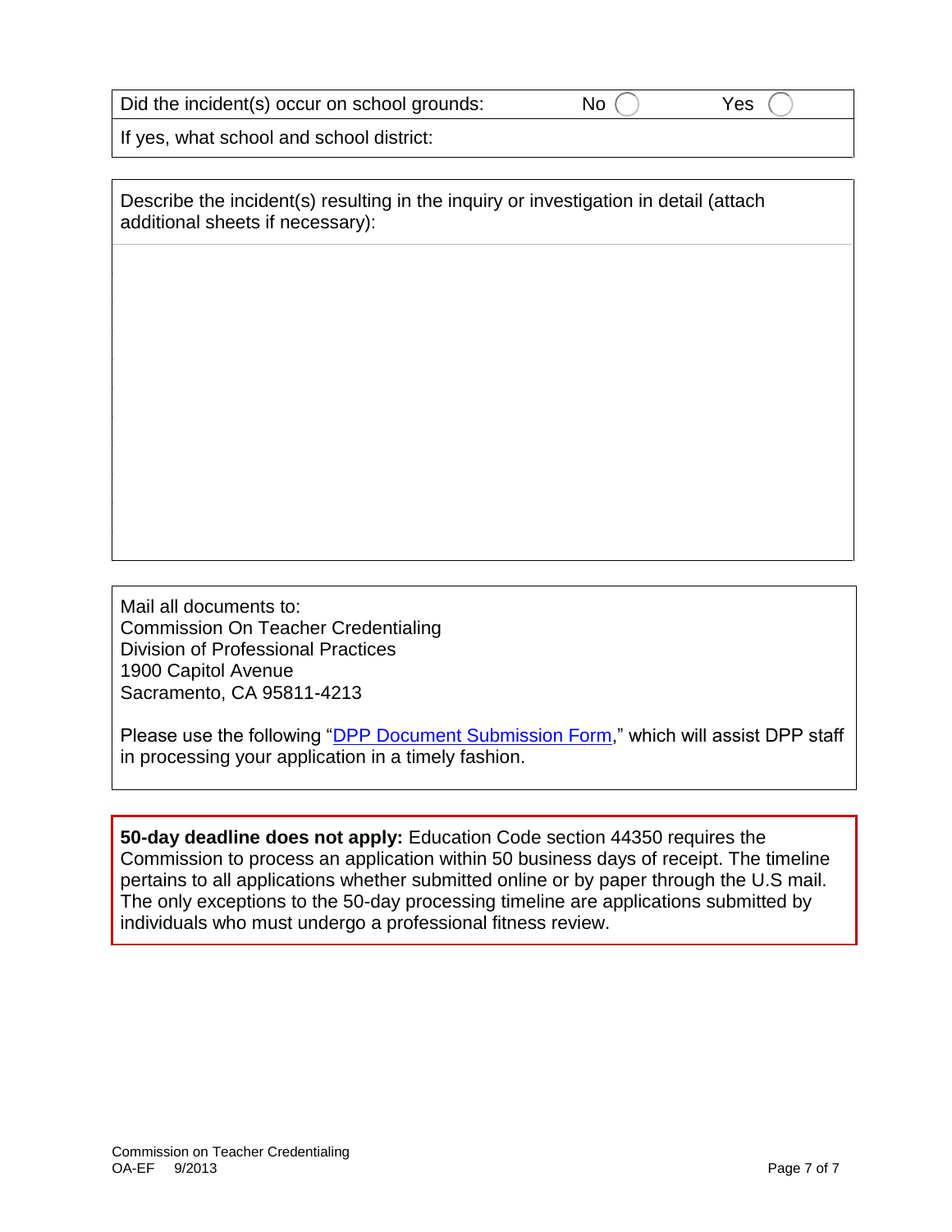| Did the incident(s) occur on school grounds: | No ◯ | Yes ◯ |
| --- | --- | --- |
| If yes, what school and school district: | | |

Describe the incident(s) resulting in the inquiry or investigation in detail (attach additional sheets if necessary):

Mail all documents to:
Commission On Teacher Credentialing
Division of Professional Practices
1900 Capitol Avenue
Sacramento, CA 95811-4213

Please use the following "DPP Document Submission Form," which will assist DPP staff in processing your application in a timely fashion.

**50-day deadline does not apply:** Education Code section 44350 requires the Commission to process an application within 50 business days of receipt. The timeline pertains to all applications whether submitted online or by paper through the U.S mail. The only exceptions to the 50-day processing timeline are applications submitted by individuals who must undergo a professional fitness review.

Commission on Teacher Credentialing
OA-EF 9/2013